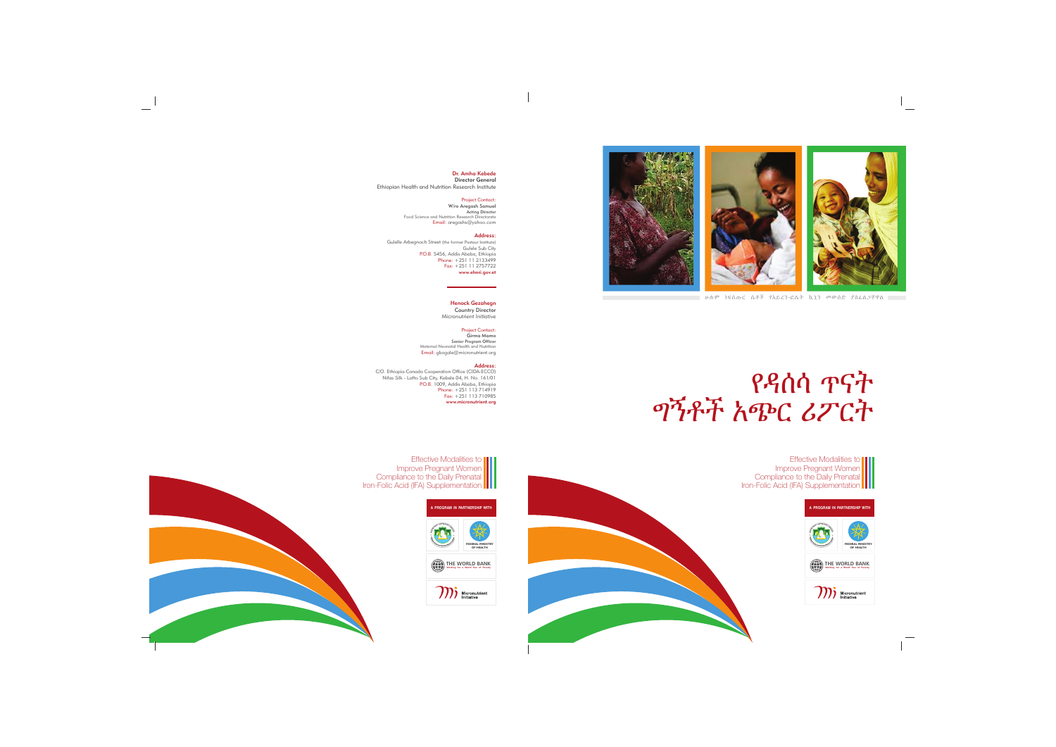**Dr. Amha Kebede**
Director General
Ethiopian Health and Nutrition Research Institute

Project Contact:
W/ro Aregash Samuel
Acting Director
Food Science and Nutrition Research Directorate
Email: aregashs@yahoo.com

**Address:**
Gulelle Arbegnoch Street (the former Pasteur Institute)
Gulele Sub City
P.O.B. 5456, Addis Ababa, Ethiopia
Phone: +251 11 2133499
Fax: +251 11 2757722
www.ehnri.gov.et

**Henock Gezahegn**
Country Director
Micronutrient Initiative

Project Contact:
Girma Mamo
Senior Program Officer
Maternal Neonatal Health and Nutrition
Email: gbogale@micronutrient.org

**Address:**
C/O. Ethiopia-Canada Cooperation Office (CIDA-ECCO)
Nifas Silk - Lafto Sub City, Kebele 04, H. No. 161/01
P.O.B. 1009, Addis Ababa, Ethiopia
Phone: +251 113 714919
Fax: +251 113 710985
www.micronutrient.org

Effective Modalities to Improve Pregnant Women Compliance to the Daily Prenatal Iron-Folic Acid (IFA) Supplementation

A PROGRAM IN PARTNERSHIP WITH

FEDERAL MINISTRY OF HEALTH

THE WORLD BANK

Micronutrient Initiative

ሁሉም ነፍሰጡር ሴቶች የአይረን-ፎሌት ኪኒን መውሰድ ያስፈልጋቸዋል

# የዳሰሳ ጥናት ግኝቶች አጭር ሪፖርት

Effective Modalities to Improve Pregnant Women Compliance to the Daily Prenatal Iron-Folic Acid (IFA) Supplementation

A PROGRAM IN PARTNERSHIP WITH

FEDERAL MINISTRY OF HEALTH

THE WORLD BANK

Micronutrient Initiative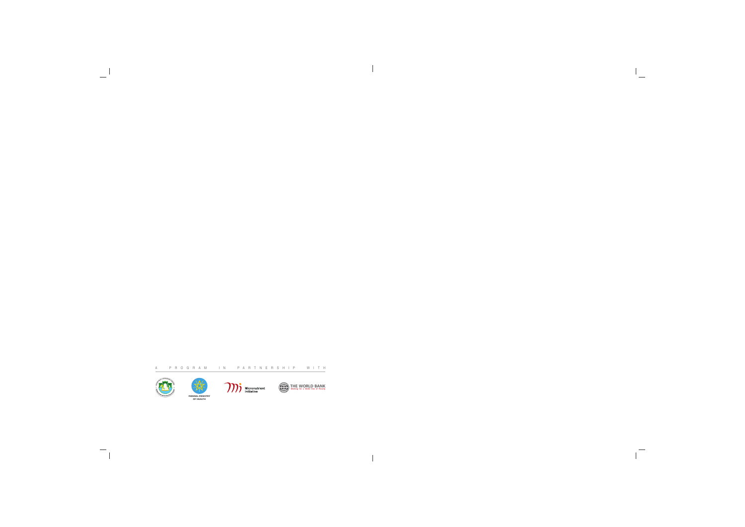A PROGRAM IN PARTNERSHIP WITH

FEDERAL MINISTRY OF HEALTH

Micronutrient Initiative

THE WORLD BANK
Working for a World Free of Poverty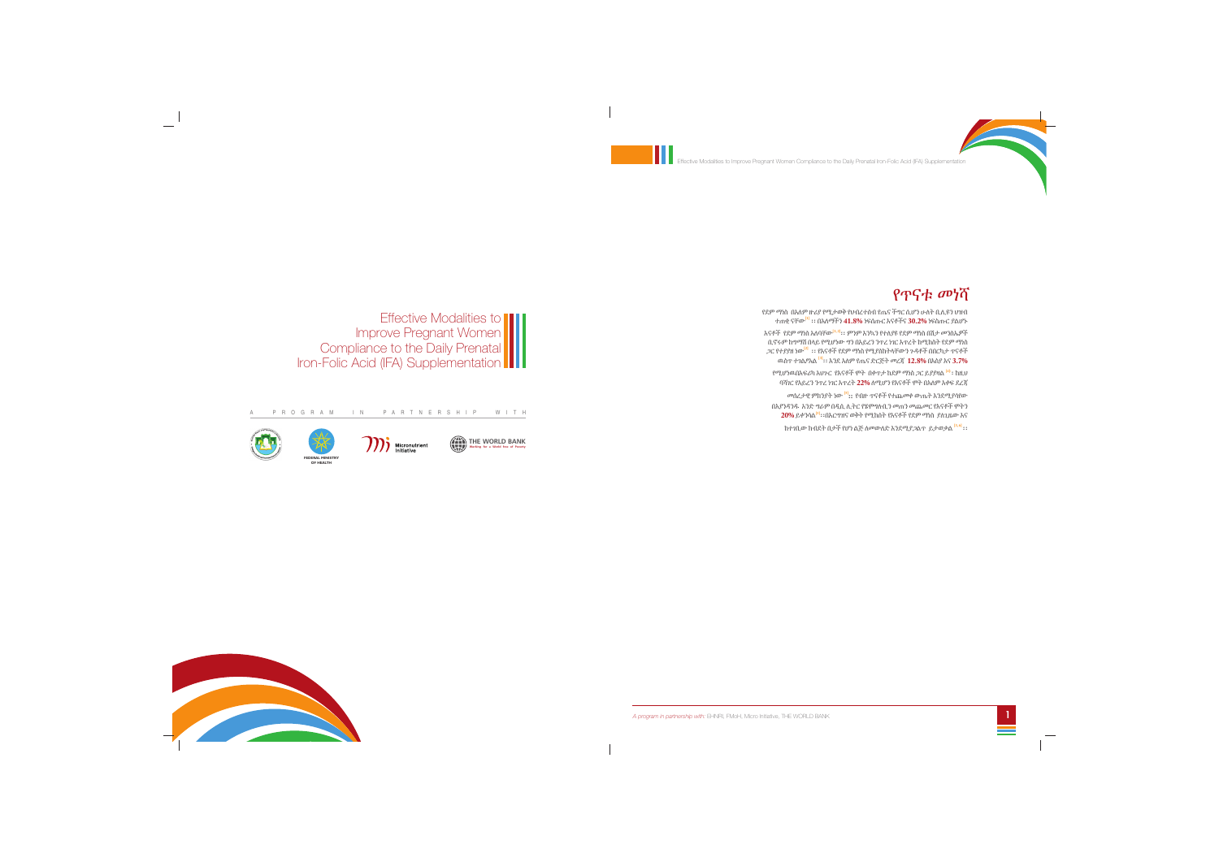# Effective Modalities to Improve Pregnant Women Compliance to the Daily Prenatal Iron-Folic Acid (IFA) Supplementation

A PROGRAM IN PARTNERSHIP WITH

FEDERAL MINISTRY OF HEALTH

Micronutrient Initiative

THE WORLD BANK
Working for a World Free of Poverty

## የጥናቱ መነሻ

የደም ማነስ በአለም ዙሪያ የሚታወቅ የህብረተሰብ የጤና ችግር ሲሆን ሁለት ቢሊዮን ህዝብ ተጠቂ ናቸው[1] ። በአለማችን **41.8%** ነፍሰጡር እናቶችና **30.2%** ነፍሰጡር ያልሆኑ እናቶች የደም ማነስ አለባቸው[1,2]። ምንም እንኳን የተለያዩ የደም ማነስ በሽታ መንስኤዎች ቢኖሩም ከግማሽ በላይ የሚሆነው ግን በአይረን ንጥረ ነገር እጥረት ከሚከሰት የደም ማነስ ጋር የተያያዘ ነው[3] ። የእናቶች የደም ማነስ የሚያስከትላቸውን ጉዳቶች በበርካታ ጥናቶች ውስጥ ተገልፆአል[4-5]። እንደ አለም የጤና ድርጅት መረጃ **12.8%** በእስያ እና **3.7%** የሚሆነውበአፍሪካ አህጉር የእናቶች ሞት በቀጥታ ከደም ማነስ ጋር ይያያዛል[6]። ከዚህ ባሻገር የአይረን ንጥረ ነገር እጥረት **22%** ለሚሆን የእናቶች ሞት በአለም አቀፍ ደረጃ መሰረታዊ ምክንያት ነው[7]። የብዙ ጥናቶች የተጨመቀ ውጤት እንደሚያሳየው በእያንዳንዱ አንድ ግራም በዲ.ኤል.ትር የሄሞግሎቢን መጠን መጨመር የእናቶች ሞትን **20%** ይቀንሳል[8]። በእርግዝና ወቅት የሚከሰት የእናቶች የደም ማነስ ያለጊዜው እና ከተገቢው ክብደት በታች የሆነ ልጅ ለመውለድ እንደሚያጋልጥ ይታወቃል[9,10] ።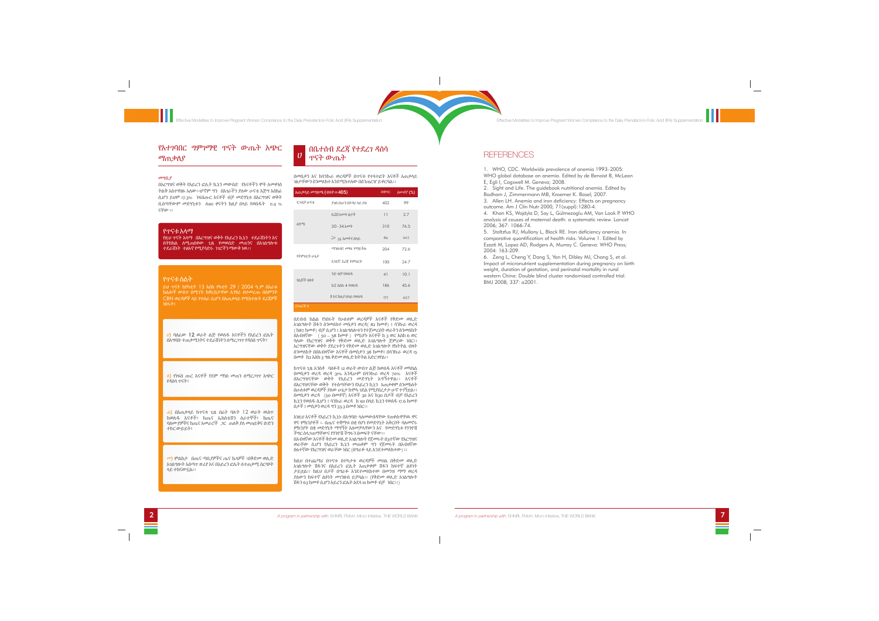## የአተገባበር ግምገማዊ ጥናት ውጤት አጭር ማጠቃለያ

### መግቢያ

በእርግዝና ወቅት የአይረን ፎሊት ኪኒን መውሰድ የእናቶችን ሞት ለመቀነስ ትልቅ አስተዋፅኦ አለው፡፡የሆነ ግን በአገራችን ያለው ሁናቴ እጅግ አስከፊ ሲሆን ይህም 17.3% ነፍሰጡር እናቶች ብቻ መድሃኒቱ በእርግዝና ወቅት ቢሰጣቸውም መድሃኒቱን ለ90 ቀናትን ከዚያ በላይ የወሰዱት 0.4 % ናቸው፡፡

### የጥናቱ አላማ

የዚህ ጥናት አላማ በእርግዝና ወቅት የአይረን ኪኒን ተደራሽነትን እና በተከታታይ ለሚጠበቀው ጊዜ የመወሰድ መጠንና በአገልግሎቱ ተደራሽነት ተፅእኖ የሚያሳድሩ ነገሮችን ማወቅ ነዉ፡፡

### የጥናቱ ስልት

ይህ ጥናት ከጥቅምት 13 እስከ የካቲት 29 / 2004 ዓ.ም በአራቱ ክልሎች ውስጥ በሚገኙ ከቅርቢታቸው እንዲሁ በተመረጡ በሰምንት CBN ወረዳዎች ላይ የተሰራ ሲሆን በአጠቃላይ የሚከተሉት ደረጃዎች ነበሩት፤

ሀ) ባለፈው 12 ወራት ልጅ የወለዱ እናቶችን የአይረን ፎሊት በአግባቡ ተጠቃሚነትና ተደራሽነትን ለማረጋገጥ የዳሰሳ ጥናት፤

ለ) የነፍሰ ጡር እናቶች የደም ማነስ መጠን ለማረጋገጥ አጭር የዳሰሳ ጥናት፤

ሐ) በአጠቃላይ ከጥናቱ ጊዜ በፊት ባሉት 12 ወራት ውስጥ ከወለዱ እናቶች፣ ከጤና ኤክስቴንሽን ሰራተኞች፣ ከጤና ባለሙያዎችና ከጤና አመራሮች ጋር ጠለቅ ያለ መጠይቅና ውይይት ተከናውኗል፤

መ) ምልከታ በጤና ጣቢያዎችና ጤና ኬላዎች ፣በቅድመ ወሊድ አገልግሎት አሰጣጥ ሁኔታ እና በአይረን ፎሊት ስተጠቃሚ ስርጭት ላይ ተከናውኗል፡፡

## ሀ በቤተሰብ ደረጃ የተደረገ ዳሰሳ ጥናት ውጤት

በመስቃንና ከባንክራ ወረዳዎች በጥናቱ የተሳተፉት እናቶች አጠቃላይ ገፅታቸውን ስንመለከት እንደሚከተለው በሰንጠረዡ ይቀርባል፡፡

| አጠቃላይ መግለጫ (ብዛት=405) | | ብዛት | በመቶኛ (%) |
|---|---|---|---|
| የጋብቻ ሁናቴ | ያገቡ/አሁን በትዳር ላይ ያሉ | 402 | 99 |
| ዕድሜ | ከ20 አመት በታች | 11 | 2.7 |
| | 20 - 34 አመት | 310 | 76.5 |
| | ≥ 35 አመትና በላይ | 84 | 20.7 |
| የትምህርት ሁኔታ | ማንበብና መፃፍ የማይችሉ | 204 | 72.6 |
| | አንደኛ ደረጃ ትምህርት | 100 | 24.7 |
| የልጆች ብዛት | ገና ብቻ የወለዱ | 41 | 10.1 |
| | ከ2 እስከ 4 የወለዱ | 186 | 45.6 |
| | 5 እና ከዚያ በላይ የወለዱ | 177 | 43.7 |

ሰንጠረዥ 1

በደብብ ክልል የነበሩት የሁለቱም ወረዳዎች እናቶች የቅድመ ወሊድ አገልግሎት ሽፋን ስንመለከት መስቃን ወረዳ( 82 ከመቶ) ፣ባንክራ ወረዳ ( ከ87 ከመቶ) ብቻ ሲሆን ፣አገልግሎቱን የተጀመረበት ወራትን ስንመለከት በአብዛኛው ( 50 – 58 ከመቶ ) የሚሆኑ እናቶች ከ 3 ወር እስከ 6 ወር ባለው የእርግዝና ወቅት የቅድመ ወሊድ አገልግሎት ጀምረው ነበር፡፡ እርግዝናቸው ወቅት ያደረጉትን የቅድመ ወሊድ አገልግሎት የክትትል ብዛት ስንመለከት በበአብዛኛው እናቶች በመስቃን 38 ከመቶ፤ በባንክራ ወረዳ 15 በመቶ ከ2 እስከ 3 ግዜ ቅድመ ወሊድ ክትትል አድርገዋል፡፡

ከጥናቱ ጊዜ አንስቶ ባለፉት 12 ወራት ውስጥ ልጅ ከወለዱ እናቶች መካከል በመስቃን ወረዳ ወረዳ 31% እንዲሁም በባንክራ ወረዳ 70% እናቶች በእርግዝናቸው ወቅት የአይረን መድሃኒት አግኝተዋል፡፡ እናቶች በእርግዝናቸው ወቅት የተሰጣቸውን የአይረን ኪኒን አጠቃቀም ስንመለከት በሁለቱም ወረዳዎች ያለው ሁኔታ ከጥሩ ገደል የሚያስር ታዝ ሁኖ ተገኝቷል፡፡ በመስቃን ወረዳ (50 በመቶች) እናቶች 30 እና ከ30 በታች ብቻ የአይረን ኪኒን የወሰዱ ሲሆን ፣ባንክራ ወረዳ ከ 90 በላይ ኪኒን የወሰዱ 17.6 ከመቶ ቢሆኑ ፣ መስቃን ወረዳ ግን 33.3 በመቶ ነበር፡፡

እነዚህ እናቶች የአይረን ኪኒኑ በአግባቡ ላለመውሰዳቸው የጠቀሱዋቸዉ ዋና ዋና ምክንያቶች ፡- በጤና ተቋማቱ በቂ የሆነ የመድሃኒት አቅርቦት ባለመኖሩ ምክንያት በቂ መድሃኒት ማግኘት አለመቻላቸውንና እና የመድሃኒቱ የጎንዮሽ ችግር ስላጋጠማቸውና የሃገሩና ችግሩን በመጥቀስ ናቸው፡፡
በአብዛኛው እናቶች ቅድመ ወሊድ አገልግሎት የጀመሩት በ3ተኛው የእርግዝና ወራቸው ሲሆን የአይረን ኪኒን መጠቀም ግን የጀመሩት በአብዛኛው በ6ተኛው የእርግዝና ወራቸው ነበር (በግራፉ ላይ እንደተመለከተው)

ከዚህ በተጨማሪ በጥናቱ በተካኑቱ ወረዳዎች መሀል በቅድመ ወሊድ አገልግሎት ሽፋንና በአይረን ፎሊት አጠቃቀም ሽፋን ከፍተኛ ልዩነት ታይቷል፡፡ ከዚህ በታች በግራፉ እንደተመለከተው በመንገዝ ማማ ወረዳ ያለውን ከፍተኛ ልዩነት መገንዘብ ይቻላል፡፡ (የቅድመ ወሊድ አገልግሎት ሽፋን 63 ከመቶ ሲሆን አይረን ፎሊት ለያላ 10 ከመቶ ብቻ ነበር፡፡)

## REFERENCES

1. WHO, CDC. Worldwide prevalence of anemia 1993–2005: WHO global database on anemia. Edited by de Benoist B, McLean E, Egli I, Cogswell M. Geneva; 2008.
2. Sight and Life. The guidebook nutritional anemia. Edited by Badham J, Zimmermann MB, Kraemer K. Basel; 2007.
3. Allen LH. Anemia and iron deficiency: Effects on pregnancy outcome. Am J Clin Nutr 2000; 71(suppl):1280-4.
4. Khan KS, Wojdyla D, Say L, Gülmezoglu AM, Van Look P. WHO analysis of causes of maternal death: a systematic review. Lancet 2006; 367: 1066-74.
5. Stoltzfus RJ, Mullany L, Black RE. Iron deficiency anemia. In comparative quantification of health risks. Volume 1. Edited by Ezzati M, Lopez AD, Rodgers A, Murray C. Geneva: WHO Press; 2004: 163-209.
6. Zeng L, Cheng Y, Dang S, Yan H, Dibley MJ, Chang S, et al. Impact of micronutrient supplementation during pregnancy on birth weight, duration of gestation, and perinatal mortality in rural western China: Double blind cluster randomised controlled trial. BMJ 2008; 337: a2001.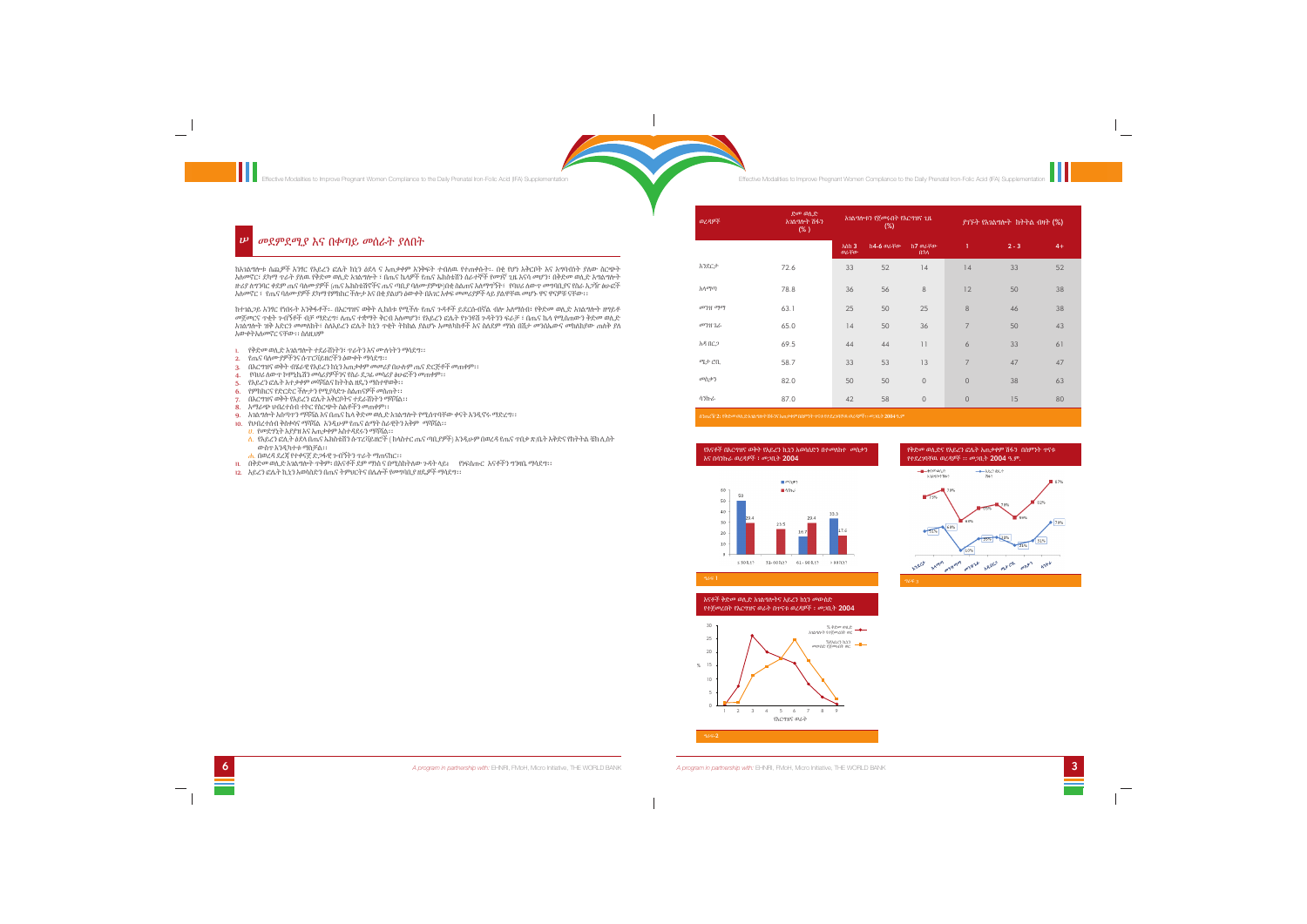## ሠ መደምደሚያ እና በቀጣይ መሰራት ያለበት

ከአገልግሎቱ ስጨለምች አንፃር የአይረን ፎሊት ክኒን ፅይስ ና አጠቃቀም እንቅፋት ተብለዉ የተጠቀሱት፡- በቂ የሆነ አቅርቦት እና አግባብነት ያለው ስርጭት አለመኖር፣ ደካማ ጥራት ያለዉ የቅድመ ወሊድ አገልግሎት ፣ በጤና ኬላዎች የጤና ኤክስቴሽን ሰራተኞች የመገኛ ጊዜ አናሳ መሆን፣ በቅድመ ወሊድ አገልግሎት ዙሪያ ለማገባር ቀደም ጤና ባለሙያዎች (ጤና ኤክስቴሽንኖች ጤና ጣቢያ ባለሙያዎች)በቂ ስልጠና አለማግኘት፣ የባህሪ ለውጥ መግባቢያና የስራ ኢግቫ ፅሁፎች አለመኖር ፣ የጤና ባለሙያዎች ደካማ የምክክር ችሎታ እና በቂ ያልሆነ ዕውቀት በእገር አቀፍ መመሪያዎች ላይ ያልቸዉ መሆኑ ዋና ዋናዎቹ ናቸው፡፡

ከተገልጋይ አንፃር የብዙት እንቅፋቶች፡- በእርግዝና ወቅት ሊከሰቱ የሚችሉ የጤና ጉዳቶች ይደርሱብኛል ብሎ አለማሰብ፣ የቅድመ ወሊድ አገልግሎት ዘግይቶ መጀመርና ጥቂት ጉብኝቶች ብቻ ማድረግ፣ ለጤና ተቋማት ቅርብ አለመሆን፣ የአይረን ፎሊት የጎንዮሽ ጉዳትንን ፍራቻ ፣ በጤና ኬላ የሚሰጠውን ቅድመ ወሊድ አገልግሎት ዝቅ አድርጎ መመልከት፣ ስለአይረን ፎሊት ክኒን ጥቅት ትክክል ያልሆኑ አመለካከቶች እና ስለደም ማነስ በሽታ መንስኤውና መከላከያው ጠለቅ ያለ አውቀትአለመኖር ናቸው፡፡ ስለዚህም

1. የቅድመ ወሊድ አገልግሎት ተደራሽነትን፣ ጥራትን እና መሰኩትን ማሳደግ፡፡
2. የጤና ባለሙያዎችንና ሰተ ገናፎዎርችን ዕውቀት ማሳደግ፡፡
3. በእርግዝና ወቅት ብዔፊሶ የአይረን ክኒን አጠቃቀም መመሪያ በሁሉም ጤና ድርጅቶች መጠቀም፡፡
4. የባህሪ ለውጥ ኮሚኒኬሽን መሳሪያዎችና የስራ ዲጋፊ መሳሪያ ፅሁፎችን መጠቀም፡፡
5. የአይረን ፎሊት አጠቃቀም መሻሻልና ክትትል ዘዴን ማስተዋወቅ፡፡
6. የምክክርና የድርድር ችሎታን የሚያሳድጉ ስልጠናዎች መስጠት፡፡
7. በእርግዝና ወቅት የአይረን ፎሊት አቅርቦትና ተደራሽነትን ማሻሻል፡፡
8. አማራጭ ህብረተሰብ ተኮር የስርጭት ስልቶችን መጠቀም፡፡
9. አገልግሎት አሰጣጥን ማሻሻል እና በጤና ኬላ ቅድመ ወሊድ አገልግሎት የሚሰጥባቸው ቀናት እንዲኖሩ ማድረግ፡፡
10. የህብረተሰብ ቅስቀሳና ማሻሻል እንዲሁም የጤና ልማት ሰራዊትን አቅም ማሻሻል፡፡
    - ሀ. የመድሃኒት አያያዝ እና አጠቃቀም አስተዳደሩን ማሻሻል፡፡
    - ለ. የአይረን ፎሊት ፅይላ በጤና ኤክስቴንሽን ሰተገናፎዎርች (ከባለተ ጤና ጣቢያዎች) እንዲሁም በወረዳ የጤና ጥበቃ ጽቤት አቅድና የክትትል ኘኝ ሲስት ውስጥ እንዲካተቱ ማስቻል፡፡
    - ሐ. በወረዳ ደረጃ የተቀናጀ ድጋፋዊ ጉብኝትን ጥራት ማጠናከር፡፡
11. በቅድመ ወሊድ አገልግሎት ጉብኝቶች በእናቶች ደም ማስስና በሚለካትሰው ጉዳት ላይ፣ የቁርሰቋር እናቶችን ግንዛቤ ማሳደግ፡፡
12. አይረን ፎሊት ኪኒን አመሰዘኗን በጤና ትምህርትና በሌሎች የመግባቢያ ዘዴዎች ማሳደግ፡፡

| ወረዳዎች | ድመ ወሊድ አገልግሎት ሽፋን (%) | አገልግሎቱን የጀመሩበት የእርግዝና ጊዜ (%) | | | ያገኙት የአገልግሎት ክትትል ብዛት (%) | | |
|---|---|---|---|---|---|---|---|
| | | እስከ 3 ወራቶች | ከ4-6 ወራቶች | ከ7 ወራቶች በኋላ | 1 | 2 - 3 | 4+ |
| እንደርታ | 72.6 | 33 | 52 | 14 | 14 | 33 | 52 |
| አላማጣ | 78.8 | 36 | 56 | 8 | 12 | 50 | 38 |
| መንዝ ማማ | 63.1 | 25 | 50 | 25 | 8 | 46 | 38 |
| መንዝ ጌራ | 65.0 | 14 | 50 | 36 | 7 | 50 | 43 |
| አዳ በርጋ | 69.5 | 44 | 44 | 11 | 6 | 33 | 61 |
| ሜታ ሮቢ | 58.7 | 33 | 53 | 13 | 7 | 47 | 47 |
| መስቃን | 82.0 | 50 | 50 | 0 | 0 | 38 | 63 |
| ሳንኩራ | 87.0 | 42 | 58 | 0 | 0 | 15 | 80 |

ሰንጠረዥ 2: የቅድመ ወሊድ አገልግሎት ሽፋንና አጠቃቀም በየምንት ጥናቱ በተደረገባቸዉ ወረዳዎች፡፡ መጋቢት 2004 ዓ.ም

የእናቶች በእርግዝና ወቅት የአይረን ክኒን አወሳሰድ በተመሳከተ መጣቃሻ እና በሳንኩራ ወረዳዎች ፣ መጋቢት 2004

ግራፍ 1

የቅድመ ወሊድና የአይረን ፎሊት አጠቃቀም ሽፋን በስምንት ጥናቱ የተደረገባቸዉ ወረዳዎች ፡፡ መጋቢት 2004 ዓ.ም.

ግራፍ 3

እናቶች ቅድመ ወሊድ አገልግሎትና አይረን ክኒን መውሰድ የጀመሩበት የእርግዝና ወራት በተጥና ወረዳዎች ፣ መጋቢት 2004

ግራፍ 2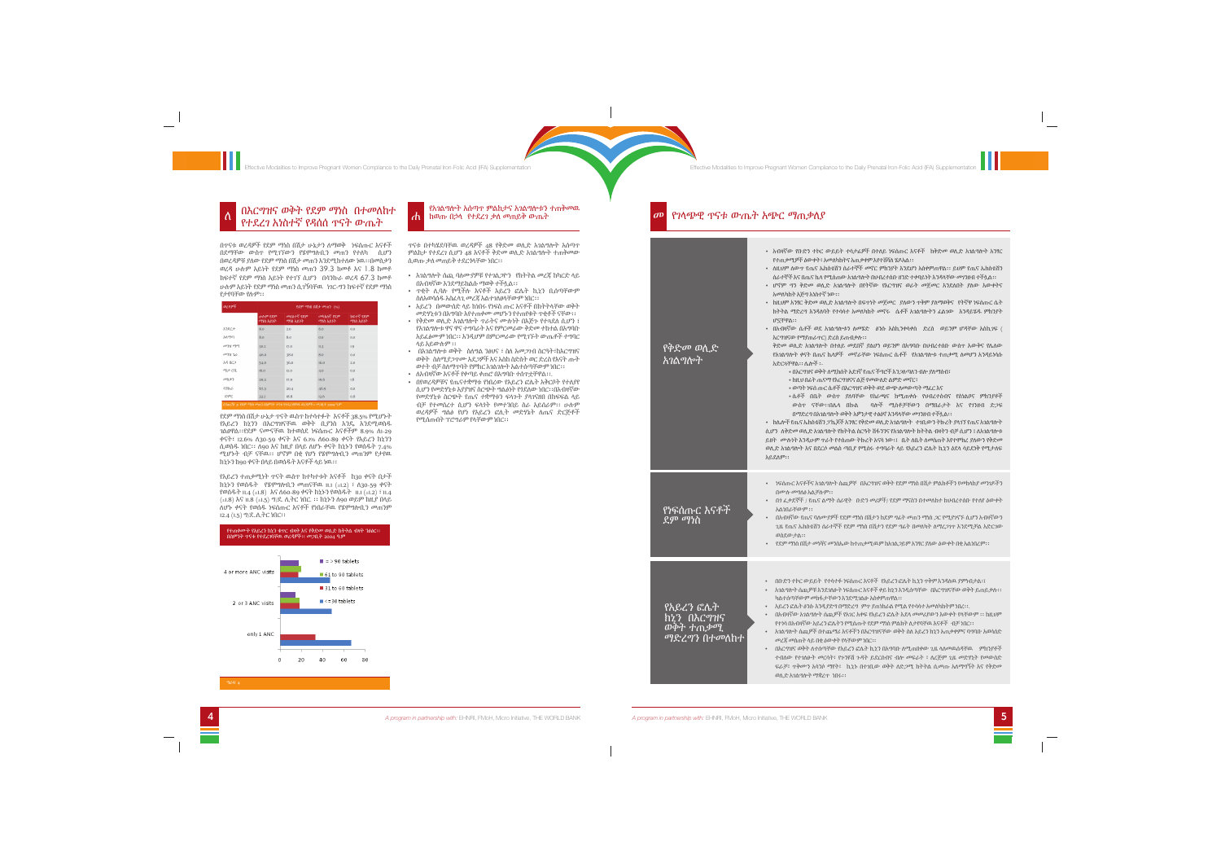## ለ በእርግዝና ወቅት የደም ማነስ በተመለከተ የተደረገ አስተኛ የዳሰሰ ጥናት ውጤት

በጥናቱ ወረዳዎች የደም ማነስ በሽታ ሁኔታን ለማወቅ ነፍሰጡር እናቶች በደማቸው ውስጥ የሚገኘውን የሄሞግሎቢን መጠን የተለካ ሲሆን በወረዳዎቹ ያለው የደም ማነስ በሽታ መጠን እንደሚከተለው ነው፡፡በመሰታን ወረዳ ሁሉም አይነት የደም ማነስ መጠን 39.3 ከመቶ እና 1.8 ከመቶ ከፍተኛ የደም ማነስ አይነት የተገኘ ሲሆን በሳንኩራ ወረዳ 67.3 ከመቶ ሁሉም አይነት የደም ማነስ መጠን ሲገኝበት፤ ጎሮ-ግን ከፍተኛ የደም ማነስ የታየበት ነው፡፡

| ወረዳዎች | የደም ማነስ በሽታ ምጣኔ (%) | | | |
|---|---|---|---|---|
| | ሁሉም የደም ማነስ አይነት | መለስተኛ የደም ማነስ አይነት | መካከለኛ የደም ማነስ አይነት | ከፍተኛ የደም ማነስ አይነት |
| አንደርቻ | 0.0 | 2.0 | 0.0 | 0.0 |
| ስምማ | 0.0 | 8.0 | 0.0 | 0.0 |
| መሰታን ሜጋ | 38.2 | 17.0 | 9.2 | 1.8 |
| መሻሻ አራ | 60.0 | 38.0 | 9.0 | 0.0 |
| አብ ቤርታ | 54.0 | 30.4 | 18.0 | 2.4 |
| ሜታ ሮቤ | 10.0 | 12.0 | 2.0 | 0.0 |
| መሰታን | 39.3 | 17.9 | 19.6 | 1.8 |
| ሳንኩራ | 67.3 | 20.4 | 45.9 | 0.0 |
| ሀማር | 23.1 | 10.8 | 12.0 | 0.0 |

ሰንጠረዥ 2: የደም ማነስ ምጣኔ በእያንዳንዱ ጥናት የተደረገባቸው ወረዳዎች- ሚያዝያ 2004 ዓ.ም

የደም ማነስ በሽታ ሁኔታ ጥናቱ ወለጡ ከተሳተፉት እናቶች 38.5% የሚሆኑት የአይረን ክኒን በእርግዝናው ወቅት ሲያገለ እንዲ እንደሚወስዱ ገልወዋል፡፡የደም ናሙናቸው ከተወሰደ ነፍሰጡር እናቶችም 8.9% ሰ-29 ቀናት፤ 12.6% ለ30-59 ቀናት እና 6.1% ለ60-89 ቀናት የአይረን ክኒንን ሲወስዱ ነበረ፡፡ ለ90 እና ከዚያ በላይ ለሆኑ ቀናት ክኒኑን የወሰዱት 7.4% ሚሆኑት ብቻ ናቸው፡፡ ሆኖም በቂ የሆነ የሄሞግሎቢን መጠንም የታየዉ ክኒኑን ከ90 ቀናት በላይ በወሰዱት እናቶች ላይ ነዉ፡፡

የአይረን ተጠቃሚነት ጥናቱ ወለጡ ከተካተቱት እናቶች ከ30 ቀናት ቢቶች ክኒኑን የወሰዱት የሄሞግሎቢን መጠናቸው 11.1 (±1.2) ፤ ለ30-59 ቀናት የወሰዱት 11.4 (±1.8) እና ለ60-89 ቀናት ክኒኑን የወሰዱት 11.1 (±1.2) ፤ 11.4 (±1.8) እና 11.8 (±1.5) ግ/ዲ.ሊትር ነበር ፡፡ ክኒኑን ለ90 ወይም ከዚያ በላይ ለሆኑ ቀናት የወሰዱ ነፍሰጡር እናቶች የነበራቸዉ የሄሞግሎቢን መጠንም 12.4 (1.5) ግ/ዲ.ሊትር ነበር፡፡

የተወሰዱት የአይረን ክኒን ቀናት ብዛት እና የቅድመ ወሊድ ክትትል ብዛት ንፅፅር፡፡ በሰሜንት ጥናቱ የተደረገባቸዉ ወረዳዎች፡- ሚያዚያ 2004 ዓ.ም

4 or more ANC visits
2 or 3 ANC visits
only 1 ANC
0 20 40 60 80
=> 90 tablets
61 to 90 tablets
31 to 60 tablets
<=30 tablets

ግራፍ 4

## ሐ የአገልግሎት አሰጣጥ ምልከታና አገልግሎቱን ተጠቅመዉ ከወጡ በኋላ የተደረገ ቃለ መጠይቅ ውጤት

ጥናቱ በተካሄደባቸው ወረዳዎች 48 የቅድመ ወሊድ አገልግሎት አሰጣጥ ምልከታ የተደረገ ሲሆን 48 እናቶች ቅድመ ወሊድ አገልግሎት ተጠቅመው ሲወጡ ቃለ መጠይቅ ተደርጎላቸው ነበር፡፡

- አገልግሎት ሰጪ ባለሙያዎቹ የተገልጋዮችን የክትትል መረጃ በካርድ ላይ በአብዛኛው እንደሚይዙልኡ ማወቅ ተችሏል፡፡
- ጥቂት ሲባሉ የሚችሉ እናቶች አይረን ፎሌት ኪኒን በሰጥባቸው ስለአወሳሰዱ አስፈላጊ መረጃ አልተነገራቸውም ነበር፡፡
- አይረን በመውሰድ ላይ ከነበሩ የነፍሰ ጡር እናቶች በከተኛቸው ወቅት መድሃኒቱን በአግባቡ እየተጠቀሙ መሆኑን የተጠየቁት ጥቂቶቹ ናቸው፡፡
- የቅድመ ወሊድ አገልግሎት ጥራትና መሉነት በእጅጉ የተጓደለ ሲሆን ፤ የአገልግሎቱ ዋና ዋና ተግባራት እና የምርመራው ቅድመ ተከተል በአግባቡ አይፈፀሙም ነበር፡፡ እንዲሁም በምርመራው የሚገኙት ውጤቶች ተግባር ላይ አይውሉም ፡፡
- በአገልግሎቱ ወቅት ስለሚሰ ንፅህና ፤ ስለ አመጋገብ ስርዓት፤ከእርግዝና ወቅት ስለሚያጋጥሙ አደጋዎች እና እስከ ስድስት ወር ድረስ የእናት ጡት ወተት ብቻ ስለማጥባት የሚሰጠ አገልገሎት አልተሰጣቸውም ነበር፡፡
- ለአብዛኛው እናቶች የቀጣይ ቀጠሮ በአግባቡ ተሰጥቷቸዋል፡፡
- በየወረዳዎቹና ከጤናተቋማቱ የነበረው የአይረን ፎሌት አቅርቦት የተሻሻየ ሲሆን የመድሃኒቱ አቅርቦት ግልፅነት የጎደለው ነበር፡፡በአብዛኛው የመድሃኒቱ ስርጭት በጤና ተቋማቱና ፍላጎት ያላገናዘበ በከፍተኛ ላይ ብቻ የተመሰረተ ሲሆን ፍላጎት የመተንበይ ስራ አይሰራም፡፡ ሁሉም ወረዳዎች ግልፅ የሆነ የአይረን ፎሌት መድሃኒት ስጠና ድርጅቶች የሚጠቀሙበት ፕሮቶኮል የላቸውም ነበር፡፡

## መ የገላጭዋ ጥናቱ ውጤት አጭር ማጠቃለያ

| | |
|---|---|
| **የቅድመ ወሊድ አገልግሎት** | • አብዛኛው የቤድን ተከተ ውደይት ተሳታፊዎች በተለይ ነፍሰጡር እናቶች ከቅድመ ወሊድ አገልግሎት አንፃር የተጠቃሚዎች ዕውቀት፣ አመለካከትና አጠቃቀም አቀተሸካ ሂደሏል፡፡ • ለዚህም ለውጥ የጤና ኤክስቴሽን ሰራተኞች መኖር ምክንያት እንደሆነ አስቀምጠዋል፡፡ ይሁም የጤና ኤክስቴሽን ሰራተኞች እና የጤና ኤክስቴሽን ሰራተኞቹን በመተባበር መሥራት ይረዳሉ፡፡ • ሆኖም ግን ቅድመ ወሊድ አገልግሎት በተሻሻለ የእርግዝና ወራት መጀመር አንዳልሆነ ያለው አመለካከት አሁንም አለ፡፡ • ከዚህም አንፃር ቅድመ ወሊድ አገልግሎት በፍጥነት መጀመር ያለውን ጥቅም ያለማወቅና የትኛዋ ነፍሰጡር ሴት ከቅትትል ማድረግ እንዳለባት የተሳሳተ አመለካከት መኖሩ ሴቶች አገልግሎቱን ፈልገው እንዳይሄዱ ምክንያት ሆኗቸዋል፡፡ • በአብዛኛው ሴቶች ወደ አገልግሎቱን ስመጃድ ፅንሱ አስኪንቀሳቀስ ድረስ ወይንም ሆዳቸው እስኪ ዮሩ (እርግዝናው የሚያስብታር) ድረስ ይጠብቃሉ፡፡ ቅድመ ወሊድ አገልግሎት በተለይ መዘግየት ያሉበት ወይንም በአግባቡ በሁሴባተሰብ ውስጥ አውቀና የሌለው የአገልግሎት ቀናት በጤና ኬላዎች መኖራቸው ነፍሰጡር ሴቶች የአገልግሎት ተጠቃሚ ለመሆን እንዳይገኙ አድርጓቸዋል፡፡ ሌሎች ፡- ◦ በእርግዝና ወቅት ለሚከሰት አደጋዎች የጤና ችግሮች እንደሚጠበቅ ያለማወቅ ◦ ከዚህ በፊት ጤናማ የእርግዝና ልጅ የመውለድ ልምድ መኖር፤ ◦ ውጥኑ ነፍሰ ጡር ሴቶች በእርግዝና ወቅት ወደ ውጭ ለመውጣት ማፈርና ◦ ሴቶች በቤት ውስጥ ያለባቸው የስራ ጫና ከማህበረሰብ የሚሰነዘሩ የስነልቦና ምክንያቶች ውስጥ ናቸው፡፡በሌላ በኩል ባሎች ሚስቶቻቸውን በማበረታት እና የገንዘብ ድጋፍ በማድረግ በእርግዝና ወቅት አቀንቂዎቻቸው እንደሚሆኑ ተችሏል፡፡ • ከሌሎች የጤና አገልግሎቶች ጋር ሲነፃፀር የቅድመ ወሊድ አገልግሎት ተገቢውን ትኩረት ያላገኘ የጤና አገልግሎት ሲሆን ለቅድመ ወሊድ አገልግሎት የክትትል ስርዓት ጅማንዝና የአገልግሎቱ ዉቀት ብቻ ሲሆን ፤ ለአገልግሎቱ ይዘት መሰጠት እንዲሁም ተገቢ የተለጠ ትኩረት አናሳ ነው፡፡ በታ ለቤት ለመከለስ እየተሞከረ ያለውን የቅድመ ወሊድ አገልግሎት እና በደረጃ መዉሰ ማቢያ የሚሰሩ ተግባራት ላይ የአይረን ፎሌት ኪኒን ዕደላ ሳይደንቅ የሚታለፍ አይደለም፡፡ |
| **የነፍሰጡር እናቶች ደም ማነስ** | • ነፍሰጡር እናቶችና አገልግሎት ሰጪዎች በእርግዝና ወቅት የደም ማነስ በሽታ ምልክቶችን የመለየት መግፍችን በመጠኑ መረዳት ችለዋል፡፡ • በነ ፊቃድ ቸኛ የነብ ቁጥ ሰፊ ጭር በድን መራዎች የደም ማነስን በተመለከተ ከህብረተሰቡ የተሳሳተ እሳቤ ግንዛቤ አለ፡፡ • በአብዛኛው የጤና ባለሙያዎች የደም ማነስ በሽታን ከደም ግፊት መጠን ማነስ ጋር የሚያያዙ ሲሆን አብዛኛውን ጊዜ የጤና ኤክስቴሽን ሰራተኞች የደም ማነስ በሽታን የደም ግፊት በመካከለ ለማረጋገጥ እንደሚሞክሩ አድርገው ወስደዋል፡፡ • የደም ማነስ በሽታ መሳሪያ መንስኤው ከተጠቃሚዎች ከእዉሬ ጋር ያለው ዕውቀት በቂ አይደለም፡፡ |
| **የአይረን ፎሌት ክኒን በእርግዝና ወቅት ተጠቃሚ ማድረግን በተመለከተ** | • በበድን ተከተ ውደይት የተሳተፉ ነፍሰጡር እናቶች የአይረን ፎሌት ኪኒን ጥቅም እንዳለዉ ያምናሉ፡፡ • አገልግሎት ሰጪዎች እንደገለፁት ነፍሰጡር እናቶች ቀይ ክኒን እንዲሰጣቸው በእርግዝናቸው ወቅት ይጠይቃሉ፡፡ ካልተሰጣቸውም መከፋታቸውን እንደሚገልፁ አስቀምጠዋል፡፡ • አይረን ፎሌት ዕንክ እንዲያድግ በማድረግ ምጥ ያጠንክራል የሚል የተሳሳተ አመለካከትም ነበር፡፡ • በአብዛኛው አገልግሎት ሰጪዎች የአብር አቀፍ የአይረን ፎሌት አይነ መመሪያውን አውቀት የላቸውም ፡፡ ከዚህም የተነሳ በአብዛኛው አይረን ፎሌትን የሚሰጡት የደም ማነስ ምልክት ሲታያባቸው እናቶች ብቻ ነበር፡፡ • አገልግሎት ሰጪዎች በተጨማሪ እናቶችን በእርግዝናቸው ወቅት ስለ አይረን ክኒን አጠቃቀምና የጎንዮሽ አመሳለድ መረጃ መስጠት ላይ በቂ ሁውቀት የላቸውም ነበር፡፡ • በእርግዝና ወቅት ለተሰጣቸው የአይረን ፎሌት ኪኒን በአግባቡ ለሚጠበቀው ጊዜ ላለመወሰዳቸዉ ምክንያቶቹ ተብለው የተገለፁት መርሳት፤ የጎንዮሽ ጉዳት ይደርሰብኛ ብሎ መፍራት ፤ ለረጅም ጊዜ መድሃኒት የመውሰድ ፍራቻ፣ ተቀመን አካንት ማየት፤ ኪኒኑ በተገቢው ወቅት ለድጋሚ ክትትል ሲመጡ አለማግኘት እና የቅድመ ወሊድ አገልግሎት ማቋረጥ ነበሩ፡፡ |